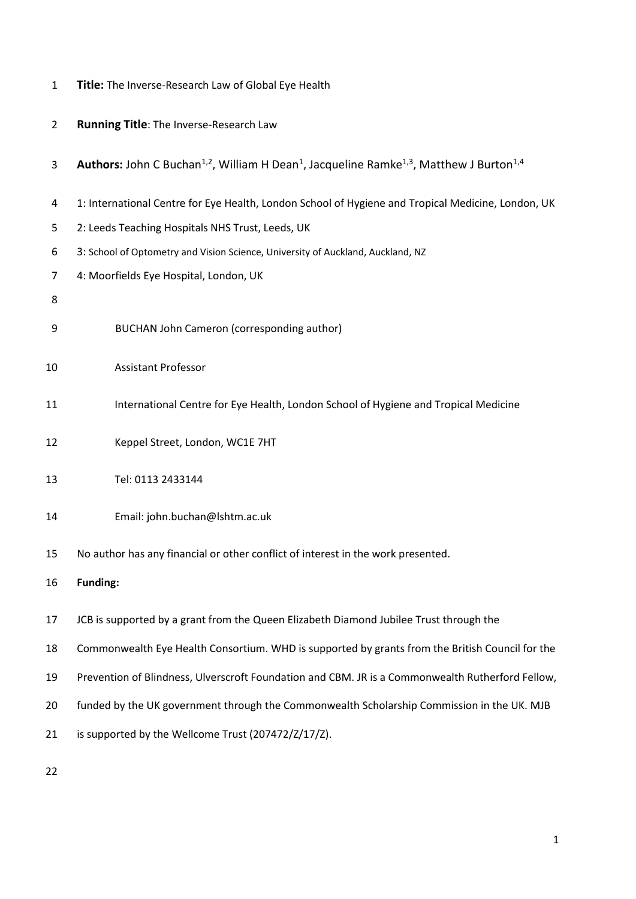**Title:** The Inverse-Research Law of Global Eye Health

**Running Title**: The Inverse-Research Law

**Authors:** John C Buchan[1,2], William H Dean[1], Jacqueline Ramke[1,3], Matthew J Burton[1,4]

1: International Centre for Eye Health, London School of Hygiene and Tropical Medicine, London, UK

2: Leeds Teaching Hospitals NHS Trust, Leeds, UK

3: School of Optometry and Vision Science, University of Auckland, Auckland, NZ

4: Moorfields Eye Hospital, London, UK

BUCHAN John Cameron (corresponding author)

Assistant Professor

International Centre for Eye Health, London School of Hygiene and Tropical Medicine

Keppel Street, London, WC1E 7HT

Tel: 0113 2433144

Email: john.buchan@lshtm.ac.uk

No author has any financial or other conflict of interest in the work presented.

**Funding:**

JCB is supported by a grant from the Queen Elizabeth Diamond Jubilee Trust through the Commonwealth Eye Health Consortium. WHD is supported by grants from the British Council for the Prevention of Blindness, Ulverscroft Foundation and CBM. JR is a Commonwealth Rutherford Fellow, funded by the UK government through the Commonwealth Scholarship Commission in the UK. MJB is supported by the Wellcome Trust (207472/Z/17/Z).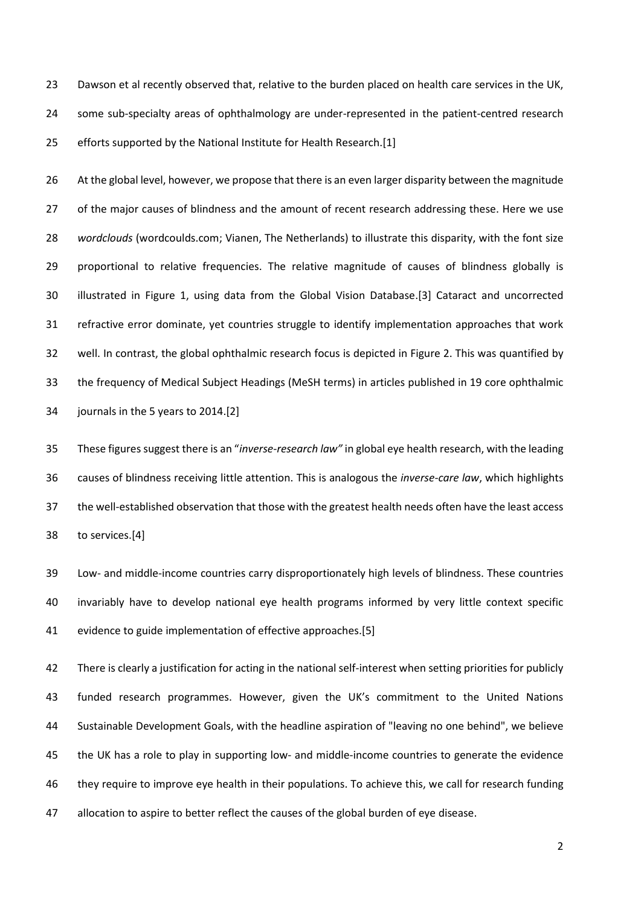Dawson et al recently observed that, relative to the burden placed on health care services in the UK, some sub-specialty areas of ophthalmology are under-represented in the patient-centred research efforts supported by the National Institute for Health Research.[1]

At the global level, however, we propose that there is an even larger disparity between the magnitude of the major causes of blindness and the amount of recent research addressing these. Here we use *wordclouds* (wordcoulds.com; Vianen, The Netherlands) to illustrate this disparity, with the font size proportional to relative frequencies. The relative magnitude of causes of blindness globally is illustrated in Figure 1, using data from the Global Vision Database.[3] Cataract and uncorrected refractive error dominate, yet countries struggle to identify implementation approaches that work well. In contrast, the global ophthalmic research focus is depicted in Figure 2. This was quantified by the frequency of Medical Subject Headings (MeSH terms) in articles published in 19 core ophthalmic journals in the 5 years to 2014.[2]

These figures suggest there is an "*inverse-research law"* in global eye health research, with the leading causes of blindness receiving little attention. This is analogous the *inverse-care law*, which highlights the well-established observation that those with the greatest health needs often have the least access to services.[4]

Low- and middle-income countries carry disproportionately high levels of blindness. These countries invariably have to develop national eye health programs informed by very little context specific evidence to guide implementation of effective approaches.[5]

There is clearly a justification for acting in the national self-interest when setting priorities for publicly funded research programmes. However, given the UK's commitment to the United Nations Sustainable Development Goals, with the headline aspiration of "leaving no one behind", we believe the UK has a role to play in supporting low- and middle-income countries to generate the evidence they require to improve eye health in their populations. To achieve this, we call for research funding allocation to aspire to better reflect the causes of the global burden of eye disease.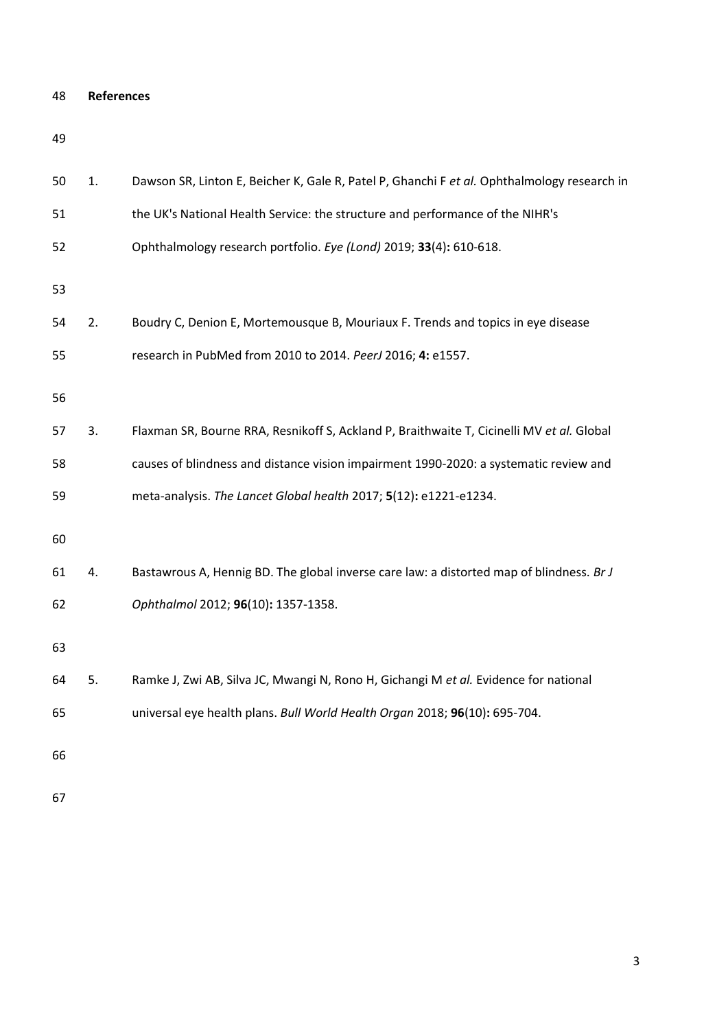## References

1. Dawson SR, Linton E, Beicher K, Gale R, Patel P, Ghanchi F *et al.* Ophthalmology research in the UK's National Health Service: the structure and performance of the NIHR's Ophthalmology research portfolio. *Eye (Lond)* 2019; **33**(4)**:** 610-618.

2. Boudry C, Denion E, Mortemousque B, Mouriaux F. Trends and topics in eye disease research in PubMed from 2010 to 2014. *PeerJ* 2016; **4:** e1557.

3. Flaxman SR, Bourne RRA, Resnikoff S, Ackland P, Braithwaite T, Cicinelli MV *et al.* Global causes of blindness and distance vision impairment 1990-2020: a systematic review and meta-analysis. *The Lancet Global health* 2017; **5**(12)**:** e1221-e1234.

4. Bastawrous A, Hennig BD. The global inverse care law: a distorted map of blindness. *Br J Ophthalmol* 2012; **96**(10)**:** 1357-1358.

5. Ramke J, Zwi AB, Silva JC, Mwangi N, Rono H, Gichangi M *et al.* Evidence for national universal eye health plans. *Bull World Health Organ* 2018; **96**(10)**:** 695-704.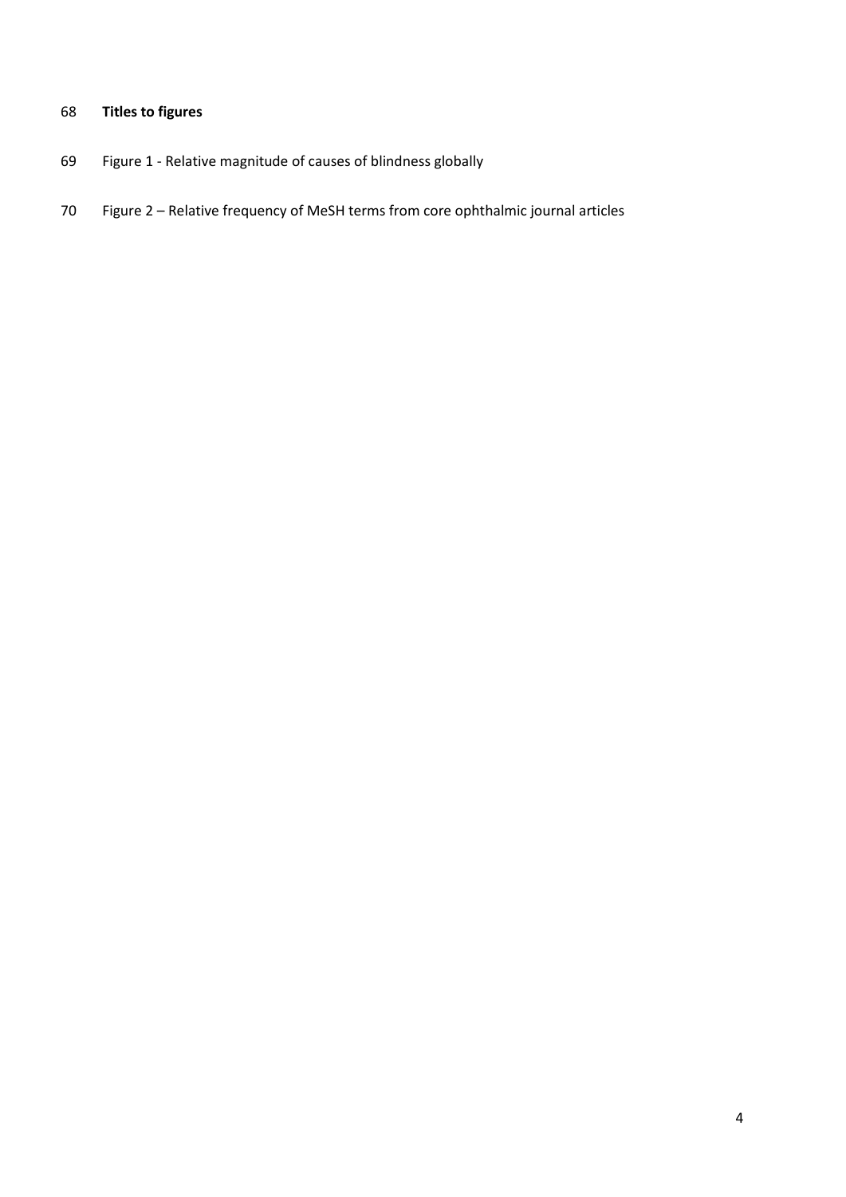**Titles to figures**

Figure 1 - Relative magnitude of causes of blindness globally

Figure 2 – Relative frequency of MeSH terms from core ophthalmic journal articles